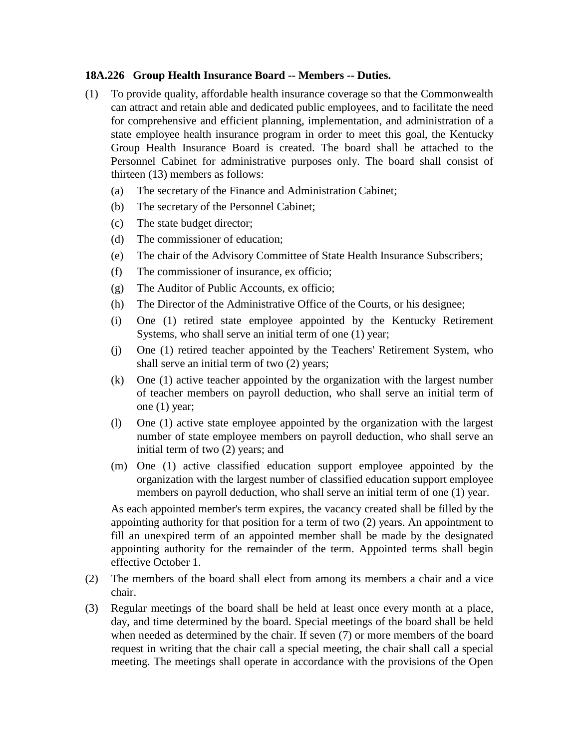**18A.226 Group Health Insurance Board -- Members -- Duties.**

(1) To provide quality, affordable health insurance coverage so that the Commonwealth can attract and retain able and dedicated public employees, and to facilitate the need for comprehensive and efficient planning, implementation, and administration of a state employee health insurance program in order to meet this goal, the Kentucky Group Health Insurance Board is created. The board shall be attached to the Personnel Cabinet for administrative purposes only. The board shall consist of thirteen (13) members as follows:

   (a) The secretary of the Finance and Administration Cabinet;

   (b) The secretary of the Personnel Cabinet;

   (c) The state budget director;

   (d) The commissioner of education;

   (e) The chair of the Advisory Committee of State Health Insurance Subscribers;

   (f) The commissioner of insurance, ex officio;

   (g) The Auditor of Public Accounts, ex officio;

   (h) The Director of the Administrative Office of the Courts, or his designee;

   (i) One (1) retired state employee appointed by the Kentucky Retirement Systems, who shall serve an initial term of one (1) year;

   (j) One (1) retired teacher appointed by the Teachers' Retirement System, who shall serve an initial term of two (2) years;

   (k) One (1) active teacher appointed by the organization with the largest number of teacher members on payroll deduction, who shall serve an initial term of one (1) year;

   (l) One (1) active state employee appointed by the organization with the largest number of state employee members on payroll deduction, who shall serve an initial term of two (2) years; and

   (m) One (1) active classified education support employee appointed by the organization with the largest number of classified education support employee members on payroll deduction, who shall serve an initial term of one (1) year.

   As each appointed member's term expires, the vacancy created shall be filled by the appointing authority for that position for a term of two (2) years. An appointment to fill an unexpired term of an appointed member shall be made by the designated appointing authority for the remainder of the term. Appointed terms shall begin effective October 1.

(2) The members of the board shall elect from among its members a chair and a vice chair.

(3) Regular meetings of the board shall be held at least once every month at a place, day, and time determined by the board. Special meetings of the board shall be held when needed as determined by the chair. If seven (7) or more members of the board request in writing that the chair call a special meeting, the chair shall call a special meeting. The meetings shall operate in accordance with the provisions of the Open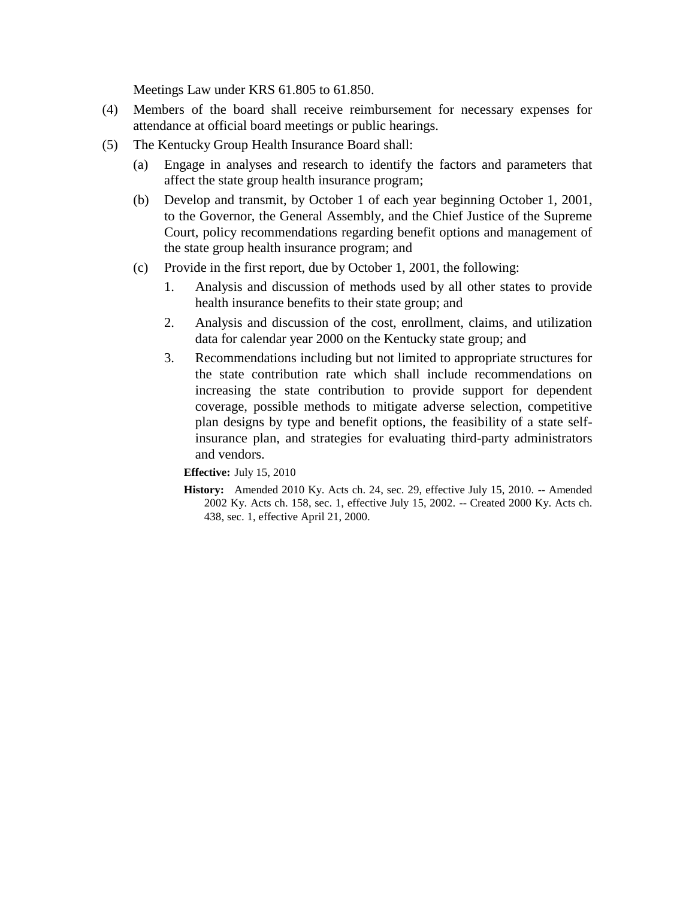Meetings Law under KRS 61.805 to 61.850.

(4) Members of the board shall receive reimbursement for necessary expenses for attendance at official board meetings or public hearings.

(5) The Kentucky Group Health Insurance Board shall:

(a) Engage in analyses and research to identify the factors and parameters that affect the state group health insurance program;

(b) Develop and transmit, by October 1 of each year beginning October 1, 2001, to the Governor, the General Assembly, and the Chief Justice of the Supreme Court, policy recommendations regarding benefit options and management of the state group health insurance program; and

(c) Provide in the first report, due by October 1, 2001, the following:

1. Analysis and discussion of methods used by all other states to provide health insurance benefits to their state group; and

2. Analysis and discussion of the cost, enrollment, claims, and utilization data for calendar year 2000 on the Kentucky state group; and

3. Recommendations including but not limited to appropriate structures for the state contribution rate which shall include recommendations on increasing the state contribution to provide support for dependent coverage, possible methods to mitigate adverse selection, competitive plan designs by type and benefit options, the feasibility of a state self-insurance plan, and strategies for evaluating third-party administrators and vendors.

**Effective:** July 15, 2010

**History:** Amended 2010 Ky. Acts ch. 24, sec. 29, effective July 15, 2010. -- Amended 2002 Ky. Acts ch. 158, sec. 1, effective July 15, 2002. -- Created 2000 Ky. Acts ch. 438, sec. 1, effective April 21, 2000.